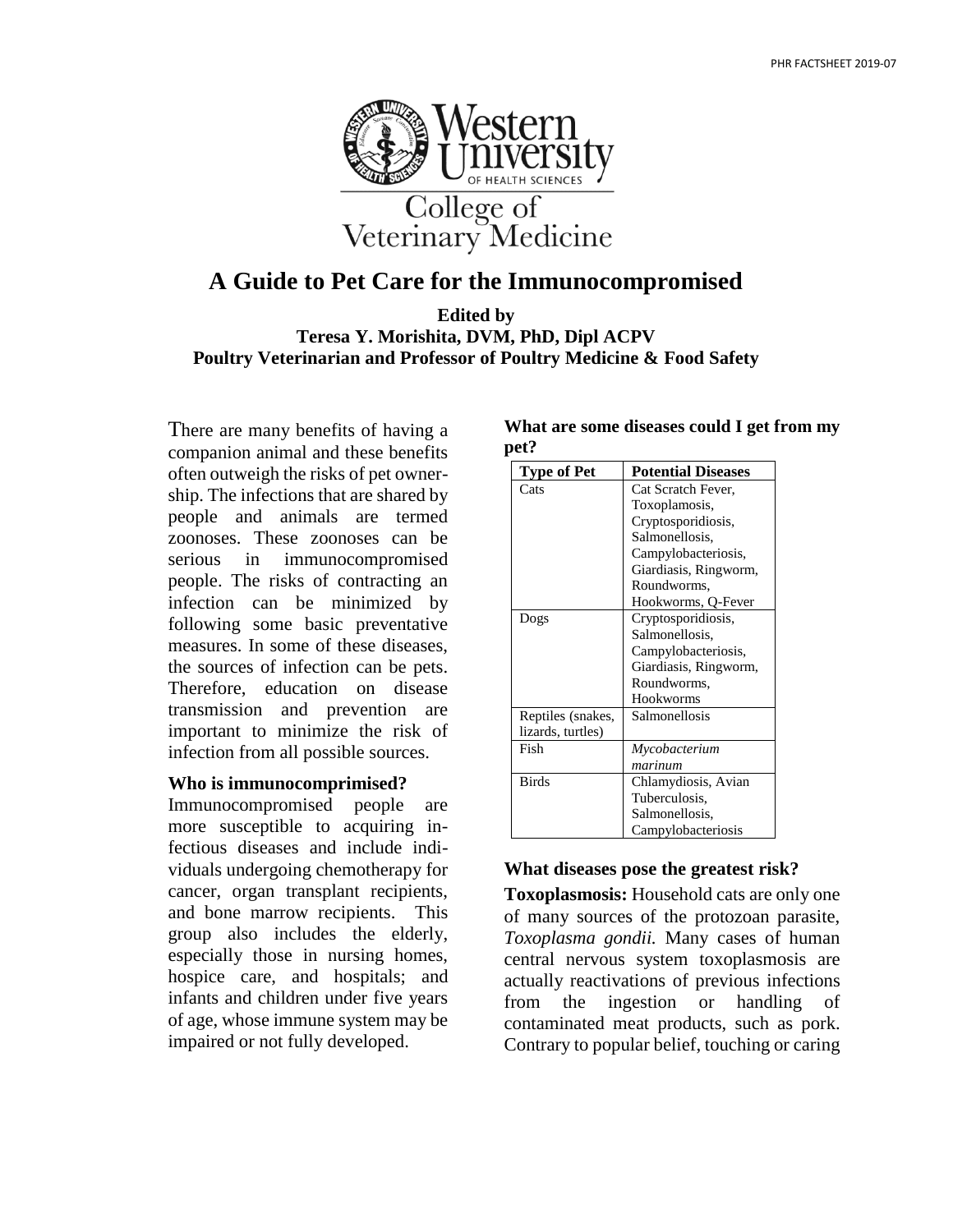# A Guide to Pet Care for the Immunocompromised

**Edited by**
**Teresa Y. Morishita, DVM, PhD, Dipl ACPV**
**Poultry Veterinarian and Professor of Poultry Medicine & Food Safety**

There are many benefits of having a companion animal and these benefits often outweigh the risks of pet ownership. The infections that are shared by people and animals are termed zoonoses. These zoonoses can be serious in immunocompromised people. The risks of contracting an infection can be minimized by following some basic preventative measures. In some of these diseases, the sources of infection can be pets. Therefore, education on disease transmission and prevention are important to minimize the risk of infection from all possible sources.

**Who is immunocomprimised?**
Immunocompromised people are more susceptible to acquiring infectious diseases and include individuals undergoing chemotherapy for cancer, organ transplant recipients, and bone marrow recipients. This group also includes the elderly, especially those in nursing homes, hospice care, and hospitals; and infants and children under five years of age, whose immune system may be impaired or not fully developed.

**What are some diseases could I get from my pet?**

| Type of Pet | Potential Diseases |
|---|---|
| Cats | Cat Scratch Fever, Toxoplamosis, Cryptosporidiosis, Salmonellosis, Campylobacteriosis, Giardiasis, Ringworm, Roundworms, Hookworms, Q-Fever |
| Dogs | Cryptosporidiosis, Salmonellosis, Campylobacteriosis, Giardiasis, Ringworm, Roundworms, Hookworms |
| Reptiles (snakes, lizards, turtles) | Salmonellosis |
| Fish | *Mycobacterium marinum* |
| Birds | Chlamydiosis, Avian Tuberculosis, Salmonellosis, Campylobacteriosis |

**What diseases pose the greatest risk?**

**Toxoplasmosis:** Household cats are only one of many sources of the protozoan parasite, *Toxoplasma gondii.* Many cases of human central nervous system toxoplasmosis are actually reactivations of previous infections from the ingestion or handling of contaminated meat products, such as pork. Contrary to popular belief, touching or caring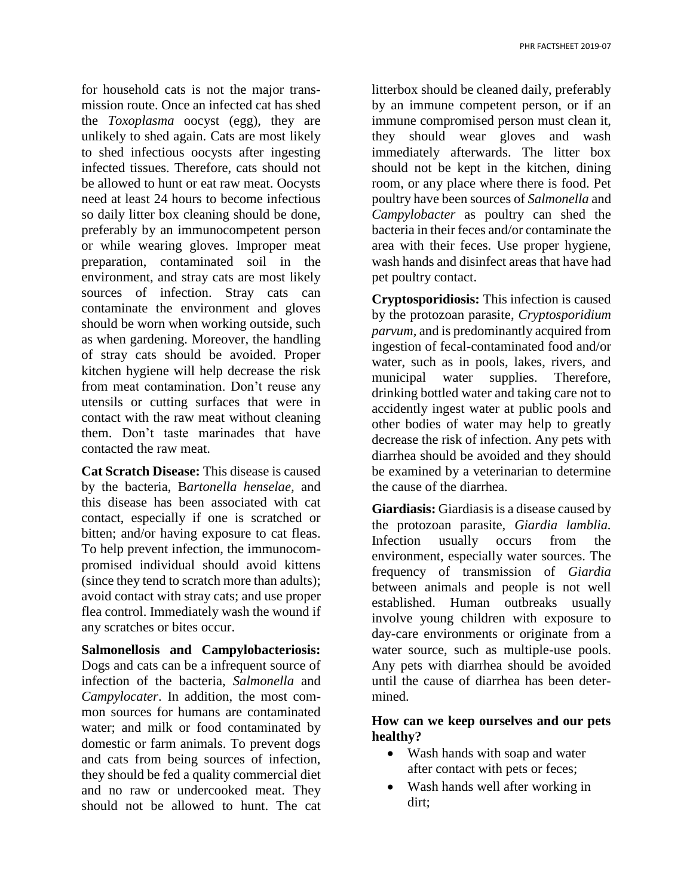for household cats is not the major transmission route. Once an infected cat has shed the *Toxoplasma* oocyst (egg), they are unlikely to shed again. Cats are most likely to shed infectious oocysts after ingesting infected tissues. Therefore, cats should not be allowed to hunt or eat raw meat. Oocysts need at least 24 hours to become infectious so daily litter box cleaning should be done, preferably by an immunocompetent person or while wearing gloves. Improper meat preparation, contaminated soil in the environment, and stray cats are most likely sources of infection. Stray cats can contaminate the environment and gloves should be worn when working outside, such as when gardening. Moreover, the handling of stray cats should be avoided. Proper kitchen hygiene will help decrease the risk from meat contamination. Don't reuse any utensils or cutting surfaces that were in contact with the raw meat without cleaning them. Don't taste marinades that have contacted the raw meat.

**Cat Scratch Disease:** This disease is caused by the bacteria, B*artonella henselae,* and this disease has been associated with cat contact, especially if one is scratched or bitten; and/or having exposure to cat fleas. To help prevent infection, the immunocompromised individual should avoid kittens (since they tend to scratch more than adults); avoid contact with stray cats; and use proper flea control. Immediately wash the wound if any scratches or bites occur.

**Salmonellosis and Campylobacteriosis:** Dogs and cats can be a infrequent source of infection of the bacteria, *Salmonella* and *Campylocater*. In addition, the most common sources for humans are contaminated water; and milk or food contaminated by domestic or farm animals. To prevent dogs and cats from being sources of infection, they should be fed a quality commercial diet and no raw or undercooked meat. They should not be allowed to hunt. The cat litterbox should be cleaned daily, preferably by an immune competent person, or if an immune compromised person must clean it, they should wear gloves and wash immediately afterwards. The litter box should not be kept in the kitchen, dining room, or any place where there is food. Pet poultry have been sources of *Salmonella* and *Campylobacter* as poultry can shed the bacteria in their feces and/or contaminate the area with their feces. Use proper hygiene, wash hands and disinfect areas that have had pet poultry contact.

**Cryptosporidiosis:** This infection is caused by the protozoan parasite, *Cryptosporidium parvum,* and is predominantly acquired from ingestion of fecal-contaminated food and/or water, such as in pools, lakes, rivers, and municipal water supplies. Therefore, drinking bottled water and taking care not to accidently ingest water at public pools and other bodies of water may help to greatly decrease the risk of infection. Any pets with diarrhea should be avoided and they should be examined by a veterinarian to determine the cause of the diarrhea.

**Giardiasis:** Giardiasis is a disease caused by the protozoan parasite, *Giardia lamblia.* Infection usually occurs from the environment, especially water sources. The frequency of transmission of *Giardia* between animals and people is not well established. Human outbreaks usually involve young children with exposure to day-care environments or originate from a water source, such as multiple-use pools. Any pets with diarrhea should be avoided until the cause of diarrhea has been determined.

**How can we keep ourselves and our pets healthy?**

- Wash hands with soap and water after contact with pets or feces;
- Wash hands well after working in dirt;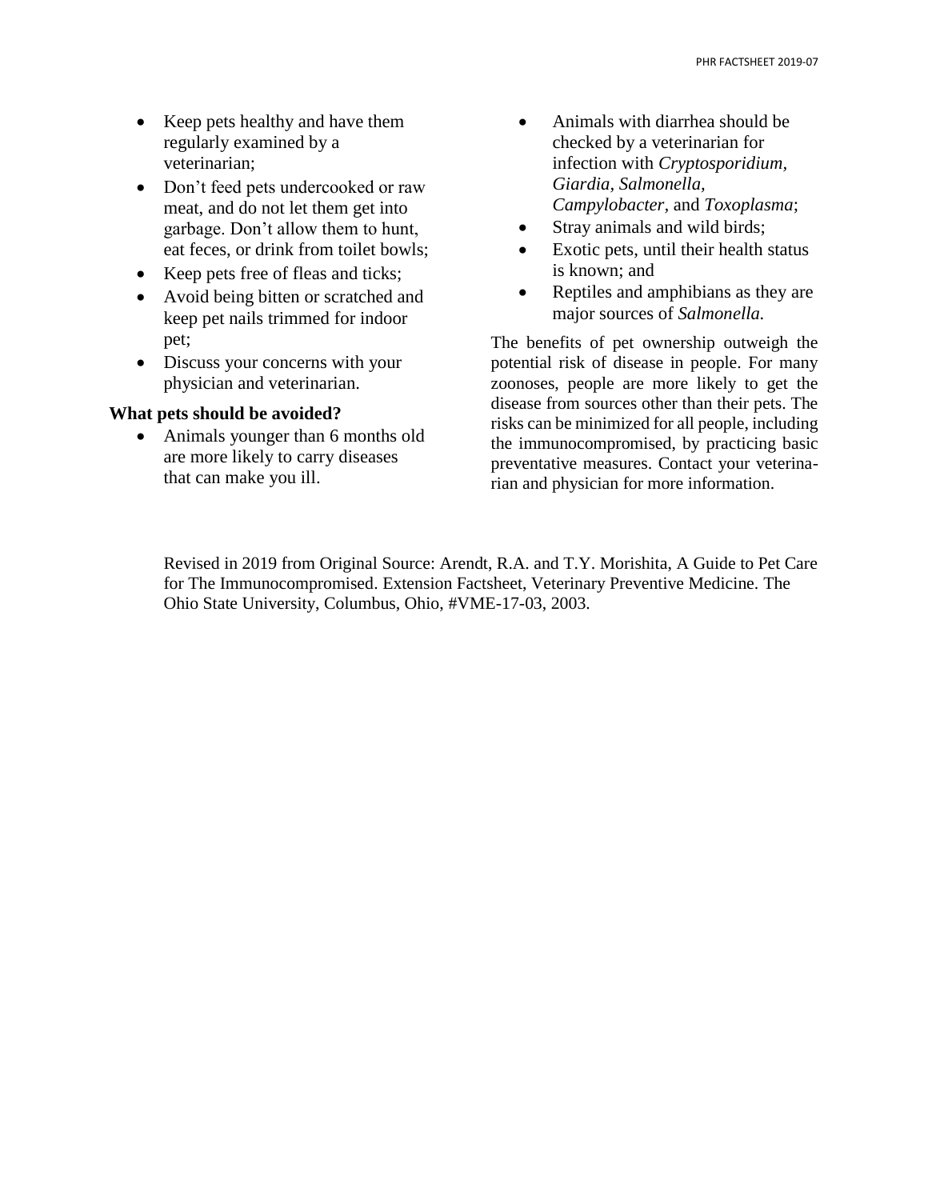- Keep pets healthy and have them regularly examined by a veterinarian;
- Don't feed pets undercooked or raw meat, and do not let them get into garbage. Don't allow them to hunt, eat feces, or drink from toilet bowls;
- Keep pets free of fleas and ticks;
- Avoid being bitten or scratched and keep pet nails trimmed for indoor pet;
- Discuss your concerns with your physician and veterinarian.

**What pets should be avoided?**

- Animals younger than 6 months old are more likely to carry diseases that can make you ill.
- Animals with diarrhea should be checked by a veterinarian for infection with *Cryptosporidium*, *Giardia*, *Salmonella*, *Campylobacter*, and *Toxoplasma*;
- Stray animals and wild birds;
- Exotic pets, until their health status is known; and
- Reptiles and amphibians as they are major sources of *Salmonella.*

The benefits of pet ownership outweigh the potential risk of disease in people. For many zoonoses, people are more likely to get the disease from sources other than their pets. The risks can be minimized for all people, including the immunocompromised, by practicing basic preventative measures. Contact your veterinarian and physician for more information.

Revised in 2019 from Original Source: Arendt, R.A. and T.Y. Morishita, A Guide to Pet Care for The Immunocompromised. Extension Factsheet, Veterinary Preventive Medicine. The Ohio State University, Columbus, Ohio, #VME-17-03, 2003.